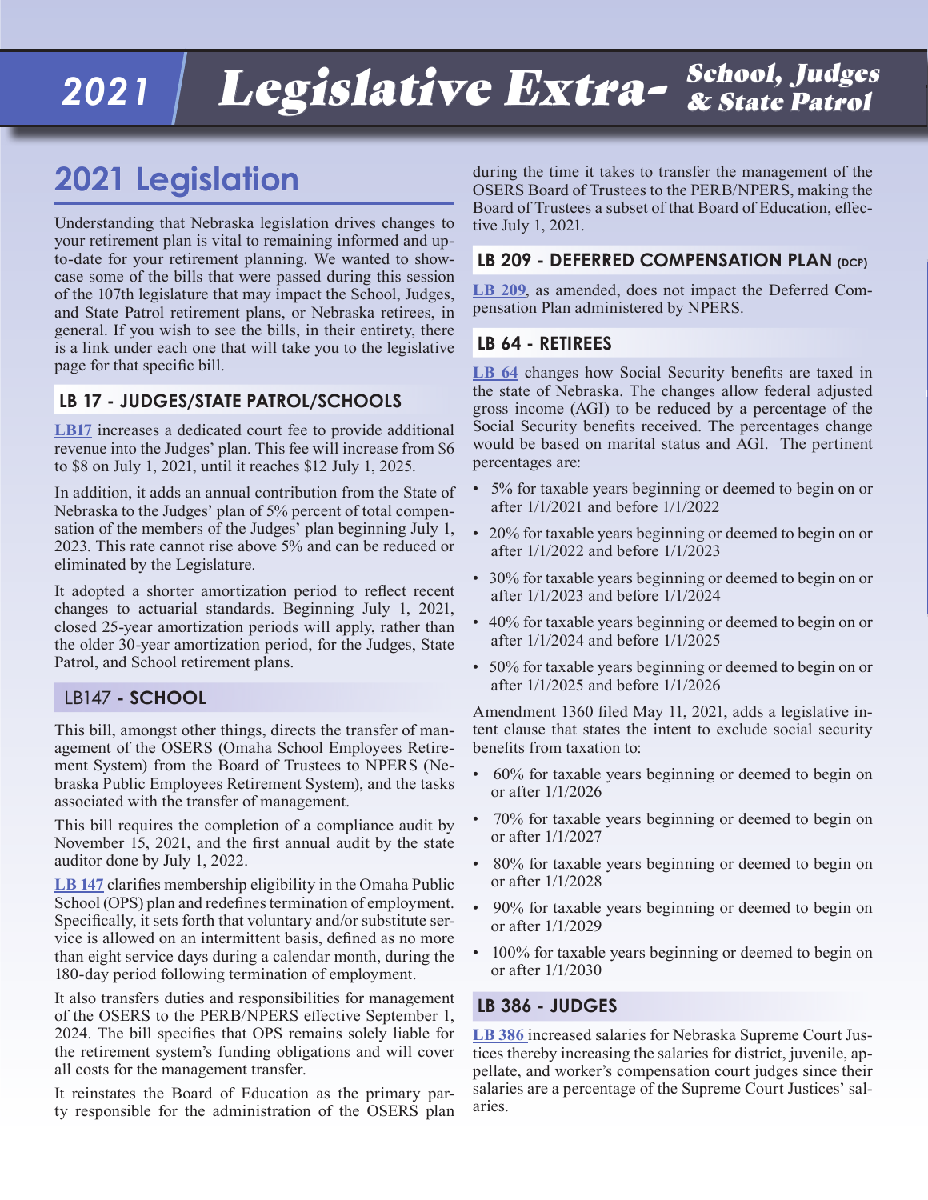# 2021 Legislative Extra- School, Judges & State Patrol

## 2021 Legislation

Understanding that Nebraska legislation drives changes to your retirement plan is vital to remaining informed and up-to-date for your retirement planning. We wanted to showcase some of the bills that were passed during this session of the 107th legislature that may impact the School, Judges, and State Patrol retirement plans, or Nebraska retirees, in general. If you wish to see the bills, in their entirety, there is a link under each one that will take you to the legislative page for that specific bill.

### LB 17 - JUDGES/STATE PATROL/SCHOOLS

**LB17** increases a dedicated court fee to provide additional revenue into the Judges' plan. This fee will increase from $6 to $8 on July 1, 2021, until it reaches $12 July 1, 2025.

In addition, it adds an annual contribution from the State of Nebraska to the Judges' plan of 5% percent of total compensation of the members of the Judges' plan beginning July 1, 2023. This rate cannot rise above 5% and can be reduced or eliminated by the Legislature.

It adopted a shorter amortization period to reflect recent changes to actuarial standards. Beginning July 1, 2021, closed 25-year amortization periods will apply, rather than the older 30-year amortization period, for the Judges, State Patrol, and School retirement plans.

### LB147 - SCHOOL

This bill, amongst other things, directs the transfer of management of the OSERS (Omaha School Employees Retirement System) from the Board of Trustees to NPERS (Nebraska Public Employees Retirement System), and the tasks associated with the transfer of management.

This bill requires the completion of a compliance audit by November 15, 2021, and the first annual audit by the state auditor done by July 1, 2022.

**LB 147** clarifies membership eligibility in the Omaha Public School (OPS) plan and redefines termination of employment. Specifically, it sets forth that voluntary and/or substitute service is allowed on an intermittent basis, defined as no more than eight service days during a calendar month, during the 180-day period following termination of employment.

It also transfers duties and responsibilities for management of the OSERS to the PERB/NPERS effective September 1, 2024. The bill specifies that OPS remains solely liable for the retirement system's funding obligations and will cover all costs for the management transfer.

It reinstates the Board of Education as the primary party responsible for the administration of the OSERS plan during the time it takes to transfer the management of the OSERS Board of Trustees to the PERB/NPERS, making the Board of Trustees a subset of that Board of Education, effective July 1, 2021.

### LB 209 - DEFERRED COMPENSATION PLAN (DCP)

**LB 209**, as amended, does not impact the Deferred Compensation Plan administered by NPERS.

### LB 64 - RETIREES

**LB 64** changes how Social Security benefits are taxed in the state of Nebraska. The changes allow federal adjusted gross income (AGI) to be reduced by a percentage of the Social Security benefits received. The percentages change would be based on marital status and AGI. The pertinent percentages are:

- 5% for taxable years beginning or deemed to begin on or after 1/1/2021 and before 1/1/2022
- 20% for taxable years beginning or deemed to begin on or after 1/1/2022 and before 1/1/2023
- 30% for taxable years beginning or deemed to begin on or after 1/1/2023 and before 1/1/2024
- 40% for taxable years beginning or deemed to begin on or after 1/1/2024 and before 1/1/2025
- 50% for taxable years beginning or deemed to begin on or after 1/1/2025 and before 1/1/2026

Amendment 1360 filed May 11, 2021, adds a legislative intent clause that states the intent to exclude social security benefits from taxation to:

- 60% for taxable years beginning or deemed to begin on or after 1/1/2026
- 70% for taxable years beginning or deemed to begin on or after 1/1/2027
- 80% for taxable years beginning or deemed to begin on or after 1/1/2028
- 90% for taxable years beginning or deemed to begin on or after 1/1/2029
- 100% for taxable years beginning or deemed to begin on or after 1/1/2030

### LB 386 - JUDGES

**LB 386** increased salaries for Nebraska Supreme Court Justices thereby increasing the salaries for district, juvenile, appellate, and worker's compensation court judges since their salaries are a percentage of the Supreme Court Justices' salaries.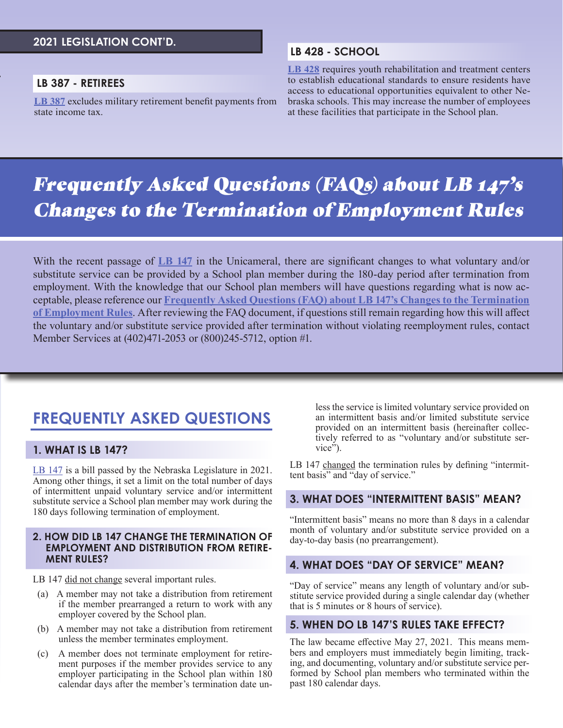## 2021 LEGISLATION CONT'D.

### LB 387 - RETIREES

**LB 387** excludes military retirement benefit payments from state income tax.

### LB 428 - SCHOOL

**LB 428** requires youth rehabilitation and treatment centers to establish educational standards to ensure residents have access to educational opportunities equivalent to other Nebraska schools. This may increase the number of employees at these facilities that participate in the School plan.

# *Frequently Asked Questions (FAQs) about LB 147's Changes to the Termination of Employment Rules*

With the recent passage of **LB 147** in the Unicameral, there are significant changes to what voluntary and/or substitute service can be provided by a School plan member during the 180-day period after termination from employment. With the knowledge that our School plan members will have questions regarding what is now acceptable, please reference our **Frequently Asked Questions (FAQ) about LB 147's Changes to the Termination of Employment Rules**. After reviewing the FAQ document, if questions still remain regarding how this will affect the voluntary and/or substitute service provided after termination without violating reemployment rules, contact Member Services at (402)471-2053 or (800)245-5712, option #1.

## FREQUENTLY ASKED QUESTIONS

### 1. WHAT IS LB 147?

LB 147 is a bill passed by the Nebraska Legislature in 2021. Among other things, it set a limit on the total number of days of intermittent unpaid voluntary service and/or intermittent substitute service a School plan member may work during the 180 days following termination of employment.

### 2. HOW DID LB 147 CHANGE THE TERMINATION OF EMPLOYMENT AND DISTRIBUTION FROM RETIREMENT RULES?

LB 147 did not change several important rules.

(a) A member may not take a distribution from retirement if the member prearranged a return to work with any employer covered by the School plan.

(b) A member may not take a distribution from retirement unless the member terminates employment.

(c) A member does not terminate employment for retirement purposes if the member provides service to any employer participating in the School plan within 180 calendar days after the member's termination date unless the service is limited voluntary service provided on an intermittent basis and/or limited substitute service provided on an intermittent basis (hereinafter collectively referred to as "voluntary and/or substitute service").

LB 147 changed the termination rules by defining "intermittent basis" and "day of service."

### 3. WHAT DOES "INTERMITTENT BASIS" MEAN?

"Intermittent basis" means no more than 8 days in a calendar month of voluntary and/or substitute service provided on a day-to-day basis (no prearrangement).

### 4. WHAT DOES "DAY OF SERVICE" MEAN?

"Day of service" means any length of voluntary and/or substitute service provided during a single calendar day (whether that is 5 minutes or 8 hours of service).

### 5. WHEN DO LB 147'S RULES TAKE EFFECT?

The law became effective May 27, 2021. This means members and employers must immediately begin limiting, tracking, and documenting, voluntary and/or substitute service performed by School plan members who terminated within the past 180 calendar days.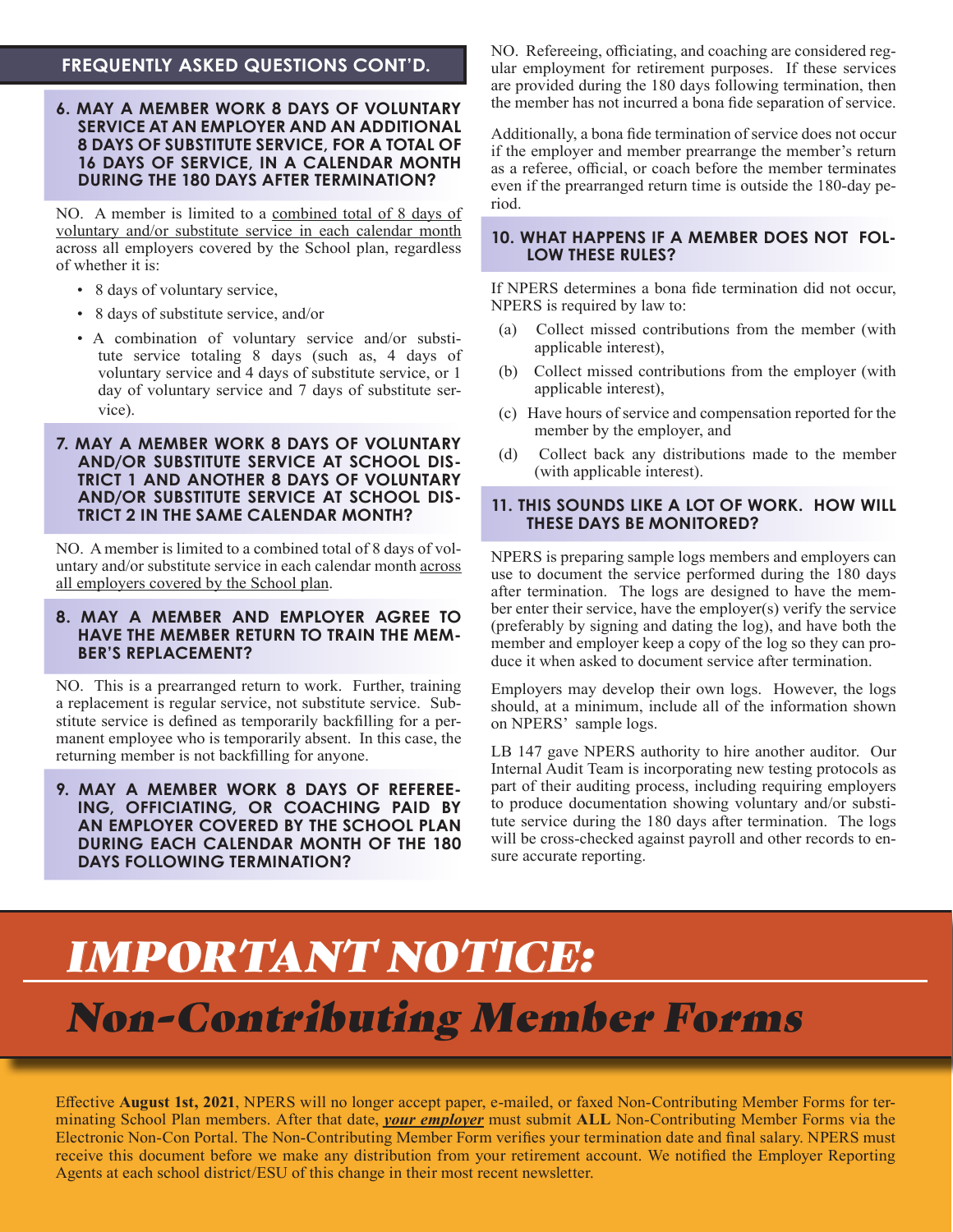## FREQUENTLY ASKED QUESTIONS CONT'D.

### 6. MAY A MEMBER WORK 8 DAYS OF VOLUNTARY SERVICE AT AN EMPLOYER AND AN ADDITIONAL 8 DAYS OF SUBSTITUTE SERVICE, FOR A TOTAL OF 16 DAYS OF SERVICE, IN A CALENDAR MONTH DURING THE 180 DAYS AFTER TERMINATION?

NO. A member is limited to a combined total of 8 days of voluntary and/or substitute service in each calendar month across all employers covered by the School plan, regardless of whether it is:

- 8 days of voluntary service,
- 8 days of substitute service, and/or
- A combination of voluntary service and/or substitute service totaling 8 days (such as, 4 days of voluntary service and 4 days of substitute service, or 1 day of voluntary service and 7 days of substitute service).

### 7. MAY A MEMBER WORK 8 DAYS OF VOLUNTARY AND/OR SUBSTITUTE SERVICE AT SCHOOL DISTRICT 1 AND ANOTHER 8 DAYS OF VOLUNTARY AND/OR SUBSTITUTE SERVICE AT SCHOOL DISTRICT 2 IN THE SAME CALENDAR MONTH?

NO. A member is limited to a combined total of 8 days of voluntary and/or substitute service in each calendar month across all employers covered by the School plan.

### 8. MAY A MEMBER AND EMPLOYER AGREE TO HAVE THE MEMBER RETURN TO TRAIN THE MEMBER'S REPLACEMENT?

NO. This is a prearranged return to work. Further, training a replacement is regular service, not substitute service. Substitute service is defined as temporarily backfilling for a permanent employee who is temporarily absent. In this case, the returning member is not backfilling for anyone.

### 9. MAY A MEMBER WORK 8 DAYS OF REFEREEING, OFFICIATING, OR COACHING PAID BY AN EMPLOYER COVERED BY THE SCHOOL PLAN DURING EACH CALENDAR MONTH OF THE 180 DAYS FOLLOWING TERMINATION?

NO. Refereeing, officiating, and coaching are considered regular employment for retirement purposes. If these services are provided during the 180 days following termination, then the member has not incurred a bona fide separation of service.

Additionally, a bona fide termination of service does not occur if the employer and member prearrange the member's return as a referee, official, or coach before the member terminates even if the prearranged return time is outside the 180-day period.

### 10. WHAT HAPPENS IF A MEMBER DOES NOT FOLLOW THESE RULES?

If NPERS determines a bona fide termination did not occur, NPERS is required by law to:

(a) Collect missed contributions from the member (with applicable interest),

(b) Collect missed contributions from the employer (with applicable interest),

(c) Have hours of service and compensation reported for the member by the employer, and

(d) Collect back any distributions made to the member (with applicable interest).

### 11. THIS SOUNDS LIKE A LOT OF WORK. HOW WILL THESE DAYS BE MONITORED?

NPERS is preparing sample logs members and employers can use to document the service performed during the 180 days after termination. The logs are designed to have the member enter their service, have the employer(s) verify the service (preferably by signing and dating the log), and have both the member and employer keep a copy of the log so they can produce it when asked to document service after termination.

Employers may develop their own logs. However, the logs should, at a minimum, include all of the information shown on NPERS' sample logs.

LB 147 gave NPERS authority to hire another auditor. Our Internal Audit Team is incorporating new testing protocols as part of their auditing process, including requiring employers to produce documentation showing voluntary and/or substitute service during the 180 days after termination. The logs will be cross-checked against payroll and other records to ensure accurate reporting.

# *IMPORTANT NOTICE:*

# *Non-Contributing Member Forms*

Effective **August 1st, 2021**, NPERS will no longer accept paper, e-mailed, or faxed Non-Contributing Member Forms for terminating School Plan members. After that date, ***your employer*** must submit **ALL** Non-Contributing Member Forms via the Electronic Non-Con Portal. The Non-Contributing Member Form verifies your termination date and final salary. NPERS must receive this document before we make any distribution from your retirement account. We notified the Employer Reporting Agents at each school district/ESU of this change in their most recent newsletter.